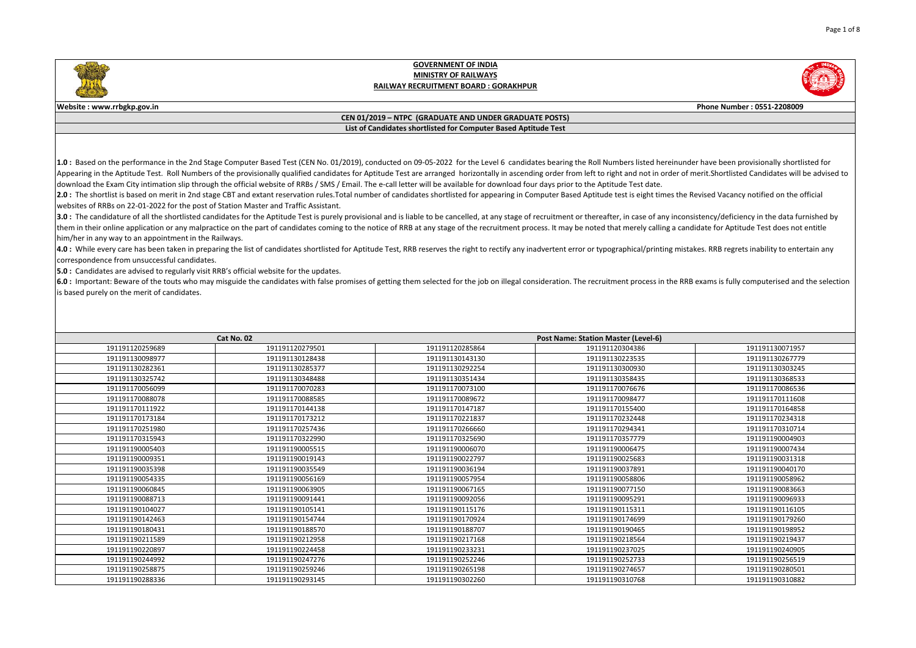# GOVERNMENT OF INDIA
## MINISTRY OF RAILWAYS
## RAILWAY RECRUITMENT BOARD : GORAKHPUR

**Website : www.rrbgkp.gov.in** **Phone Number : 0551-2208009**

**CEN 01/2019 – NTPC (GRADUATE AND UNDER GRADUATE POSTS)**

**List of Candidates shortlisted for Computer Based Aptitude Test**

**1.0 :** Based on the performance in the 2nd Stage Computer Based Test (CEN No. 01/2019), conducted on 09-05-2022 for the Level 6 candidates bearing the Roll Numbers listed hereinunder have been provisionally shortlisted for Appearing in the Aptitude Test. Roll Numbers of the provisionally qualified candidates for Aptitude Test are arranged horizontally in ascending order from left to right and not in order of merit.Shortlisted Candidates will be advised to download the Exam City intimation slip through the official website of RRBs / SMS / Email. The e-call letter will be available for download four days prior to the Aptitude Test date.

**2.0 :** The shortlist is based on merit in 2nd stage CBT and extant reservation rules.Total number of candidates shortlisted for appearing in Computer Based Aptitude test is eight times the Revised Vacancy notified on the official websites of RRBs on 22-01-2022 for the post of Station Master and Traffic Assistant.

**3.0 :** The candidature of all the shortlisted candidates for the Aptitude Test is purely provisional and is liable to be cancelled, at any stage of recruitment or thereafter, in case of any inconsistency/deficiency in the data furnished by them in their online application or any malpractice on the part of candidates coming to the notice of RRB at any stage of the recruitment process. It may be noted that merely calling a candidate for Aptitude Test does not entitle him/her in any way to an appointment in the Railways.

**4.0 :** While every care has been taken in preparing the list of candidates shortlisted for Aptitude Test, RRB reserves the right to rectify any inadvertent error or typographical/printing mistakes. RRB regrets inability to entertain any correspondence from unsuccessful candidates.

**5.0 :** Candidates are advised to regularly visit RRB's official website for the updates.

**6.0 :** Important: Beware of the touts who may misguide the candidates with false promises of getting them selected for the job on illegal consideration. The recruitment process in the RRB exams is fully computerised and the selection is based purely on the merit of candidates.

| Cat No. 02 | | | Post Name: Station Master (Level-6) | |
|---|---|---|---|---|
| 191191120259689 | 191191120279501 | 191191120285864 | 191191120304386 | 191191130071957 |
| 191191130098977 | 191191130128438 | 191191130143130 | 191191130223535 | 191191130267779 |
| 191191130282361 | 191191130285377 | 191191130292254 | 191191130300930 | 191191130303245 |
| 191191130325742 | 191191130348488 | 191191130351434 | 191191130358435 | 191191130368533 |
| 191191170056099 | 191191170070283 | 191191170073100 | 191191170076676 | 191191170086536 |
| 191191170088078 | 191191170088585 | 191191170089672 | 191191170098477 | 191191170111608 |
| 191191170111922 | 191191170144138 | 191191170147187 | 191191170155400 | 191191170164858 |
| 191191170173184 | 191191170173212 | 191191170221837 | 191191170232448 | 191191170234318 |
| 191191170251980 | 191191170257436 | 191191170266660 | 191191170294341 | 191191170310714 |
| 191191170315943 | 191191170322990 | 191191170325690 | 191191170357779 | 191191190004903 |
| 191191190005403 | 191191190005515 | 191191190006070 | 191191190006475 | 191191190007434 |
| 191191190009351 | 191191190019143 | 191191190022797 | 191191190025683 | 191191190031318 |
| 191191190035398 | 191191190035549 | 191191190036194 | 191191190037891 | 191191190040170 |
| 191191190054335 | 191191190056169 | 191191190057954 | 191191190058806 | 191191190058962 |
| 191191190060845 | 191191190063905 | 191191190067165 | 191191190077150 | 191191190083663 |
| 191191190088713 | 191191190091441 | 191191190092056 | 191191190095291 | 191191190096933 |
| 191191190104027 | 191191190105141 | 191191190115176 | 191191190115311 | 191191190116105 |
| 191191190142463 | 191191190154744 | 191191190170924 | 191191190174699 | 191191190179260 |
| 191191190180431 | 191191190188570 | 191191190188707 | 191191190190465 | 191191190198952 |
| 191191190211589 | 191191190212958 | 191191190217168 | 191191190218564 | 191191190219437 |
| 191191190220897 | 191191190224458 | 191191190233231 | 191191190237025 | 191191190240905 |
| 191191190244992 | 191191190247276 | 191191190252246 | 191191190252733 | 191191190256519 |
| 191191190258875 | 191191190259246 | 191191190265198 | 191191190274657 | 191191190280501 |
| 191191190288336 | 191191190293145 | 191191190302260 | 191191190310768 | 191191190310882 |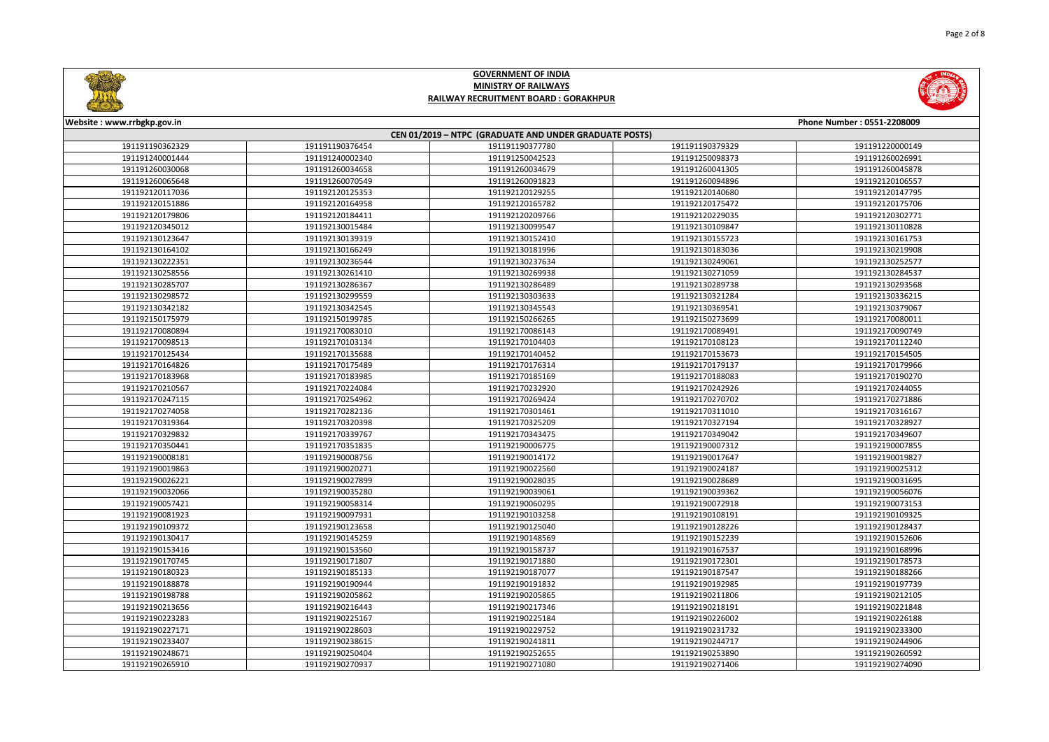# GOVERNMENT OF INDIA
## MINISTRY OF RAILWAYS
## RAILWAY RECRUITMENT BOARD : GORAKHPUR

Website : www.rrbgkp.gov.in | Phone Number : 0551-2208009

### CEN 01/2019 – NTPC (GRADUATE AND UNDER GRADUATE POSTS)

| | | | | |
|---|---|---|---|---|
| 191191190362329 | 191191190376454 | 191191190377780 | 191191190379329 | 191191220000149 |
| 191191240001444 | 191191240002340 | 191191250042523 | 191191250098373 | 191191260026991 |
| 191191260030068 | 191191260034658 | 191191260034679 | 191191260041305 | 191191260045878 |
| 191191260065648 | 191191260070549 | 191191260091823 | 191191260094896 | 191192120106557 |
| 191192120117036 | 191192120125353 | 191192120129255 | 191192120140680 | 191192120147795 |
| 191192120151886 | 191192120164958 | 191192120165782 | 191192120175472 | 191192120175706 |
| 191192120179806 | 191192120184411 | 191192120209766 | 191192120229035 | 191192120302771 |
| 191192120345012 | 191192130015484 | 191192130099547 | 191192130109847 | 191192130110828 |
| 191192130123647 | 191192130139319 | 191192130152410 | 191192130155723 | 191192130161753 |
| 191192130164102 | 191192130166249 | 191192130181996 | 191192130183036 | 191192130219908 |
| 191192130222351 | 191192130236544 | 191192130237634 | 191192130249061 | 191192130252577 |
| 191192130258556 | 191192130261410 | 191192130269938 | 191192130271059 | 191192130284537 |
| 191192130285707 | 191192130286367 | 191192130286489 | 191192130289738 | 191192130293568 |
| 191192130298572 | 191192130299559 | 191192130303633 | 191192130321284 | 191192130336215 |
| 191192130342182 | 191192130342545 | 191192130345543 | 191192130369541 | 191192130379067 |
| 191192150175979 | 191192150199785 | 191192150266265 | 191192150273699 | 191192170080011 |
| 191192170080894 | 191192170083010 | 191192170086143 | 191192170089491 | 191192170090749 |
| 191192170098513 | 191192170103134 | 191192170104403 | 191192170108123 | 191192170112240 |
| 191192170125434 | 191192170135688 | 191192170140452 | 191192170153673 | 191192170154505 |
| 191192170164826 | 191192170175489 | 191192170176314 | 191192170179137 | 191192170179966 |
| 191192170183968 | 191192170183985 | 191192170185169 | 191192170188083 | 191192170190270 |
| 191192170210567 | 191192170224084 | 191192170232920 | 191192170242926 | 191192170244055 |
| 191192170247115 | 191192170254962 | 191192170269424 | 191192170270702 | 191192170271886 |
| 191192170274058 | 191192170282136 | 191192170301461 | 191192170311010 | 191192170316167 |
| 191192170319364 | 191192170320398 | 191192170325209 | 191192170327194 | 191192170328927 |
| 191192170329832 | 191192170339767 | 191192170343475 | 191192170349042 | 191192170349607 |
| 191192170350441 | 191192170351835 | 191192190006775 | 191192190007312 | 191192190007855 |
| 191192190008181 | 191192190008756 | 191192190014172 | 191192190017647 | 191192190019827 |
| 191192190019863 | 191192190020271 | 191192190022560 | 191192190024187 | 191192190025312 |
| 191192190026221 | 191192190027899 | 191192190028035 | 191192190028689 | 191192190031695 |
| 191192190032066 | 191192190035280 | 191192190039061 | 191192190039362 | 191192190056076 |
| 191192190057421 | 191192190058314 | 191192190060295 | 191192190072918 | 191192190073153 |
| 191192190081923 | 191192190097931 | 191192190103258 | 191192190108191 | 191192190109325 |
| 191192190109372 | 191192190123658 | 191192190125040 | 191192190128226 | 191192190128437 |
| 191192190130417 | 191192190145259 | 191192190148569 | 191192190152239 | 191192190152606 |
| 191192190153416 | 191192190153560 | 191192190158737 | 191192190167537 | 191192190168996 |
| 191192190170745 | 191192190171807 | 191192190171880 | 191192190172301 | 191192190178573 |
| 191192190180323 | 191192190185133 | 191192190187077 | 191192190187547 | 191192190188266 |
| 191192190188878 | 191192190190944 | 191192190191832 | 191192190192985 | 191192190197739 |
| 191192190198788 | 191192190205862 | 191192190211806 | 191192190212105 | |
| 191192190213656 | 191192190216443 | 191192190217346 | 191192190218191 | 191192190221848 |
| 191192190223283 | 191192190225167 | 191192190225184 | 191192190226002 | 191192190226188 |
| 191192190227171 | 191192190228603 | 191192190229752 | 191192190231732 | 191192190233300 |
| 191192190233407 | 191192190238615 | 191192190241811 | 191192190244717 | 191192190244906 |
| 191192190248671 | 191192190250404 | 191192190252655 | 191192190253890 | 191192190260592 |
| 191192190265910 | 191192190270937 | 191192190271080 | 191192190271406 | 191192190274090 |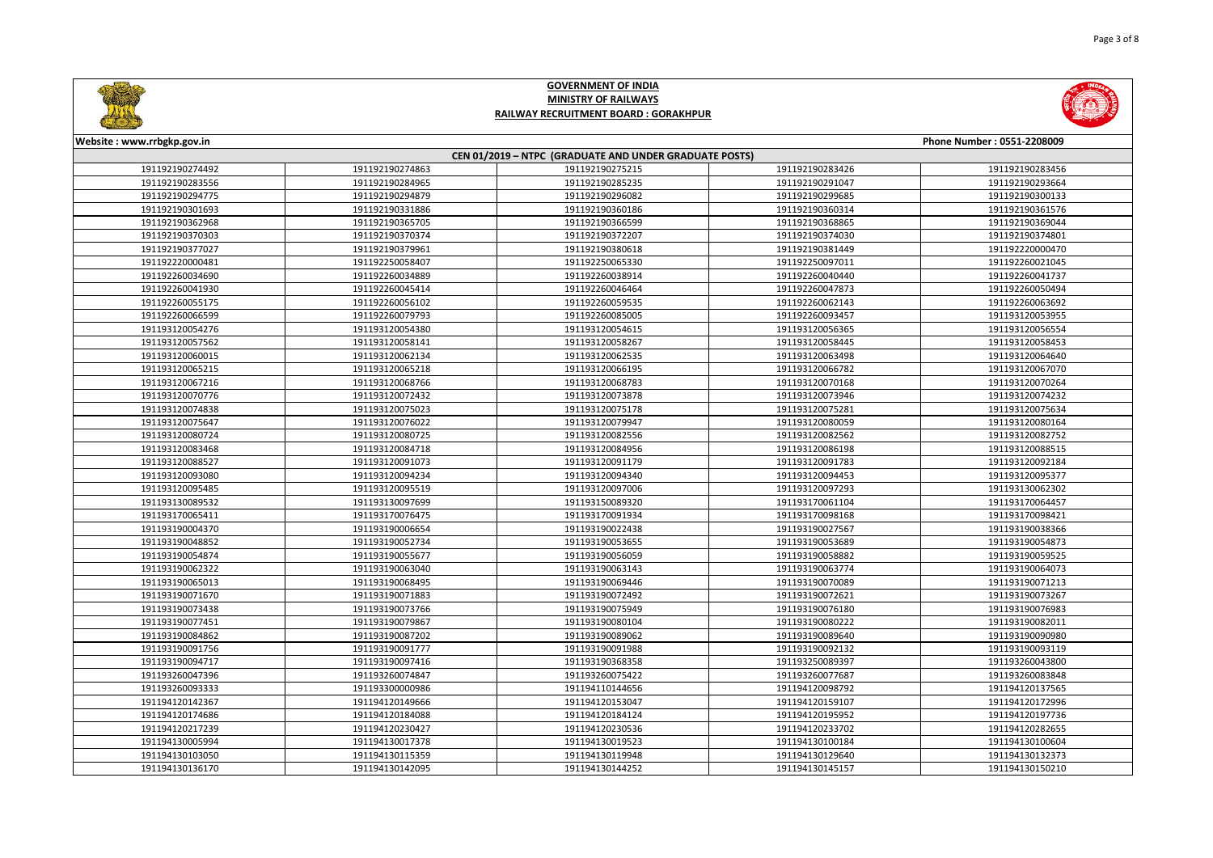# GOVERNMENT OF INDIA
## MINISTRY OF RAILWAYS
### RAILWAY RECRUITMENT BOARD : GORAKHPUR

Website : www.rrbgkp.gov.in

Phone Number : 0551-2208009

**CEN 01/2019 – NTPC (GRADUATE AND UNDER GRADUATE POSTS)**

| | | | | |
|---|---|---|---|---|
| 191192190274492 | 191192190274863 | 191192190275215 | 191192190283426 | 191192190283456 |
| 191192190283556 | 191192190284965 | 191192190285235 | 191192190291047 | 191192190293664 |
| 191192190294775 | 191192190294879 | 191192190296082 | 191192190299685 | 191192190300133 |
| 191192190301693 | 191192190331886 | 191192190360186 | 191192190360314 | 191192190361576 |
| 191192190362968 | 191192190365705 | 191192190366599 | 191192190368865 | 191192190369044 |
| 191192190370303 | 191192190370374 | 191192190372207 | 191192190374030 | 191192190374801 |
| 191192190377027 | 191192190379961 | 191192190380618 | 191192190381449 | 191192220000470 |
| 191192220000481 | 191192250058407 | 191192250065330 | 191192250097011 | 191192260021045 |
| 191192260034690 | 191192260034889 | 191192260038914 | 191192260040440 | 191192260041737 |
| 191192260041930 | 191192260045414 | 191192260046464 | 191192260047873 | 191192260050494 |
| 191192260055175 | 191192260056102 | 191192260059535 | 191192260062143 | 191192260063692 |
| 191192260066599 | 191192260079793 | 191192260085005 | 191192260093457 | 191193120053955 |
| 191193120054276 | 191193120054380 | 191193120054615 | 191193120056365 | 191193120056554 |
| 191193120057562 | 191193120058141 | 191193120058267 | 191193120058445 | 191193120058453 |
| 191193120060015 | 191193120062134 | 191193120062535 | 191193120063498 | 191193120064640 |
| 191193120065215 | 191193120065218 | 191193120066195 | 191193120066782 | 191193120067070 |
| 191193120067216 | 191193120068766 | 191193120068783 | 191193120070168 | 191193120070264 |
| 191193120070776 | 191193120072432 | 191193120073878 | 191193120073946 | 191193120074232 |
| 191193120074838 | 191193120075023 | 191193120075178 | 191193120075281 | 191193120075634 |
| 191193120075647 | 191193120076022 | 191193120079947 | 191193120080059 | 191193120080164 |
| 191193120080725 | 191193120080725 | 191193120082556 | 191193120082562 | 191193120082752 |
| 191193120083468 | 191193120084718 | 191193120084956 | 191193120086198 | 191193120088515 |
| 191193120088527 | 191193120091073 | 191193120091179 | 191193120091783 | 191193120092184 |
| 191193120093080 | 191193120094234 | 191193120094340 | 191193120094453 | 191193120095377 |
| 191193120095485 | 191193120095519 | 191193120097006 | 191193120097293 | 191193130062302 |
| 191193130089532 | 191193130097699 | 191193150089320 | 191193170061104 | 191193170064457 |
| 191193170065411 | 191193170076475 | 191193170091934 | 191193170098168 | 191193170098421 |
| 191193190004370 | 191193190006654 | 191193190022438 | 191193190027567 | 191193190038366 |
| 191193190048852 | 191193190052734 | 191193190053655 | 191193190053689 | 191193190054873 |
| 191193190054874 | 191193190055677 | 191193190056059 | 191193190058882 | 191193190059525 |
| 191193190062322 | 191193190063040 | 191193190063143 | 191193190063774 | 191193190064073 |
| 191193190065013 | 191193190068495 | 191193190069446 | 191193190070089 | 191193190071213 |
| 191193190071670 | 191193190071883 | 191193190072492 | 191193190072621 | 191193190073267 |
| 191193190073438 | 191193190073766 | 191193190075949 | 191193190076180 | 191193190076983 |
| 191193190077451 | 191193190079867 | 191193190080104 | 191193190080222 | 191193190082011 |
| 191193190084862 | 191193190087202 | 191193190089062 | 191193190089640 | 191193190090980 |
| 191193190091756 | 191193190091777 | 191193190091988 | 191193190092132 | 191193190093119 |
| 191193190094717 | 191193190097416 | 191193190368358 | 191193250089397 | 191193260043800 |
| 191193260047396 | 191193260074847 | 191193260075422 | 191193260077687 | 191193260083848 |
| 191193260093333 | 191193300000986 | 191194110144656 | 191194120098792 | 191194120137565 |
| 191194120142367 | 191194120149666 | 191194120153047 | 191194120159107 | 191194120172996 |
| 191194120174686 | 191194120184088 | 191194120184124 | 191194120195952 | 191194120197736 |
| 191194120217239 | 191194120230427 | 191194120233702 | 191194120282655 | 191194120282655 |
| 191194130005994 | 191194130017378 | 191194130019523 | 191194130100184 | 191194130100604 |
| 191194130103050 | 191194130115359 | 191194130119948 | 191194130129640 | 191194130132373 |
| 191194130136170 | 191194130142095 | 191194130144252 | 191194130145157 | 191194130150210 |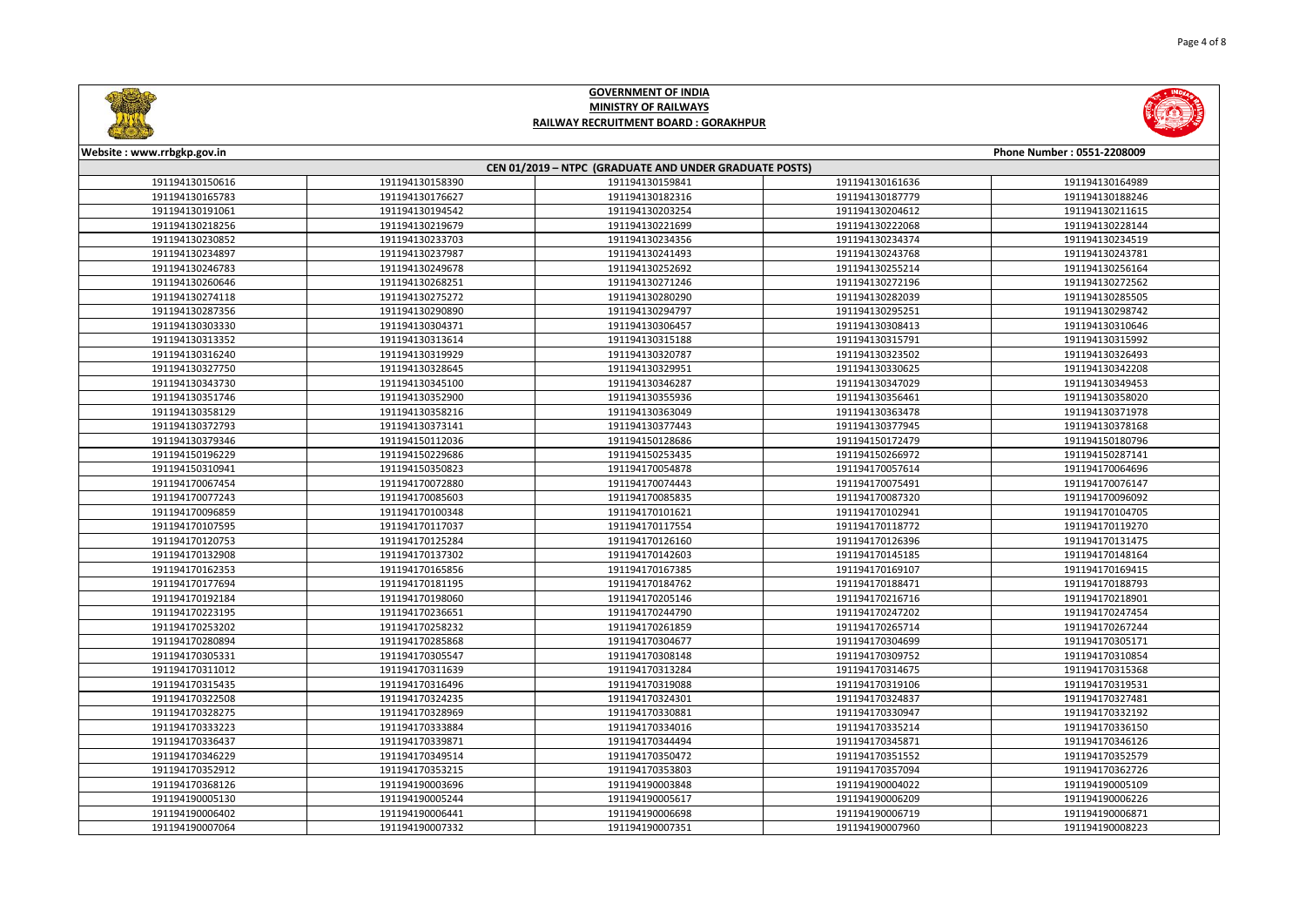# GOVERNMENT OF INDIA
## MINISTRY OF RAILWAYS
## RAILWAY RECRUITMENT BOARD : GORAKHPUR

Website : www.rrbgkp.gov.in | Phone Number : 0551-2208009

### CEN 01/2019 – NTPC (GRADUATE AND UNDER GRADUATE POSTS)

| | | | | |
|---|---|---|---|---|
| 191194130150616 | 191194130158390 | 191194130159841 | 191194130161636 | 191194130164989 |
| 191194130165783 | 191194130176627 | 191194130182316 | 191194130187779 | 191194130188246 |
| 191194130191061 | 191194130194542 | 191194130203254 | 191194130204612 | 191194130211615 |
| 191194130218256 | 191194130219679 | 191194130221699 | 191194130222068 | 191194130228144 |
| 191194130230852 | 191194130233703 | 191194130234356 | 191194130234374 | 191194130234519 |
| 191194130234897 | 191194130237987 | 191194130241493 | 191194130243768 | 191194130243781 |
| 191194130246783 | 191194130249678 | 191194130252692 | 191194130255214 | 191194130256164 |
| 191194130260646 | 191194130268251 | 191194130271246 | 191194130272196 | 191194130272562 |
| 191194130274118 | 191194130275272 | 191194130280290 | 191194130282039 | 191194130285505 |
| 191194130287356 | 191194130290890 | 191194130294797 | 191194130295251 | 191194130298742 |
| 191194130303330 | 191194130304371 | 191194130306457 | 191194130308413 | 191194130310646 |
| 191194130313352 | 191194130313614 | 191194130315188 | 191194130315791 | 191194130315992 |
| 191194130316240 | 191194130319929 | 191194130320787 | 191194130323502 | 191194130326493 |
| 191194130327750 | 191194130328645 | 191194130329951 | 191194130330625 | 191194130342208 |
| 191194130343730 | 191194130345100 | 191194130346287 | 191194130347029 | 191194130349453 |
| 191194130351746 | 191194130352900 | 191194130355936 | 191194130356461 | 191194130358020 |
| 191194130358129 | 191194130358216 | 191194130363049 | 191194130363478 | 191194130371978 |
| 191194130372793 | 191194130373141 | 191194130377443 | 191194130377945 | 191194130378168 |
| 191194130379346 | 191194150112036 | 191194150128686 | 191194150172479 | 191194150180796 |
| 191194150196229 | 191194150229686 | 191194150253435 | 191194150266972 | 191194150287141 |
| 191194150310941 | 191194150350823 | 191194170054878 | 191194170057614 | 191194170064696 |
| 191194170067454 | 191194170072880 | 191194170074443 | 191194170075491 | 191194170076147 |
| 191194170077243 | 191194170085603 | 191194170085835 | 191194170087320 | 191194170096092 |
| 191194170096859 | 191194170100348 | 191194170101621 | 191194170102941 | 191194170104705 |
| 191194170107595 | 191194170117037 | 191194170117554 | 191194170118772 | 191194170119270 |
| 191194170120753 | 191194170125284 | 191194170126160 | 191194170126396 | 191194170131475 |
| 191194170132908 | 191194170137302 | 191194170142603 | 191194170145185 | 191194170148164 |
| 191194170162353 | 191194170165856 | 191194170167385 | 191194170169107 | 191194170169415 |
| 191194170177694 | 191194170181195 | 191194170184762 | 191194170188471 | 191194170188793 |
| 191194170192184 | 191194170198060 | 191194170205146 | 191194170216716 | 191194170218901 |
| 191194170223195 | 191194170236651 | 191194170244790 | 191194170247202 | 191194170247454 |
| 191194170253202 | 191194170258232 | 191194170261859 | 191194170265714 | 191194170267244 |
| 191194170280894 | 191194170285868 | 191194170304677 | 191194170304699 | 191194170305171 |
| 191194170305331 | 191194170305547 | 191194170308148 | 191194170309752 | 191194170310854 |
| 191194170311012 | 191194170311639 | 191194170313284 | 191194170314675 | 191194170315368 |
| 191194170315435 | 191194170316496 | 191194170319088 | 191194170319106 | 191194170319531 |
| 191194170322508 | 191194170324235 | 191194170324301 | 191194170324837 | 191194170327481 |
| 191194170328275 | 191194170328969 | 191194170330881 | 191194170330947 | 191194170332192 |
| 191194170333223 | 191194170333884 | 191194170334016 | 191194170335214 | 191194170336150 |
| 191194170336437 | 191194170339871 | 191194170344494 | 191194170345871 | 191194170346126 |
| 191194170346229 | 191194170349514 | 191194170350472 | 191194170351552 | 191194170352579 |
| 191194170352912 | 191194170353215 | 191194170353803 | 191194170357094 | 191194170362726 |
| 191194170368126 | 191194190003696 | 191194190003848 | 191194190004022 | 191194190005109 |
| 191194190005130 | 191194190005244 | 191194190005617 | 191194190006209 | 191194190006226 |
| 191194190006402 | 191194190006441 | 191194190006698 | 191194190006719 | 191194190006871 |
| 191194190007064 | 191194190007332 | 191194190007351 | 191194190007960 | 191194190008223 |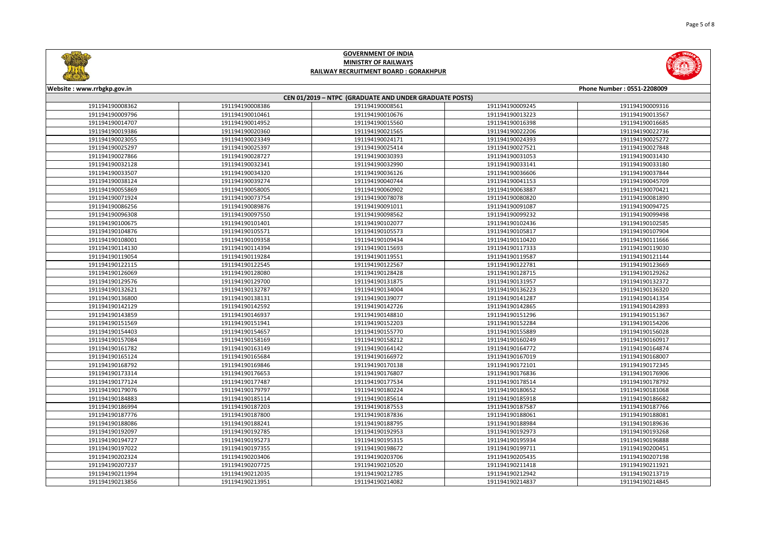# GOVERNMENT OF INDIA
## MINISTRY OF RAILWAYS
## RAILWAY RECRUITMENT BOARD : GORAKHPUR

Website : www.rrbgkp.gov.in | Phone Number : 0551-2208009

**CEN 01/2019 – NTPC (GRADUATE AND UNDER GRADUATE POSTS)**

| | | | | |
|---|---|---|---|---|
| 191194190008362 | 191194190008386 | 191194190008561 | 191194190009245 | 191194190009316 |
| 191194190009796 | 191194190010461 | 191194190010676 | 191194190013223 | 191194190013567 |
| 191194190014707 | 191194190014952 | 191194190015560 | 191194190016398 | 191194190016685 |
| 191194190019386 | 191194190020360 | 191194190021565 | 191194190022206 | 191194190022736 |
| 191194190023055 | 191194190023349 | 191194190024171 | 191194190024393 | 191194190025272 |
| 191194190025297 | 191194190025397 | 191194190025414 | 191194190027521 | 191194190027848 |
| 191194190027866 | 191194190028727 | 191194190030393 | 191194190031053 | 191194190031430 |
| 191194190032128 | 191194190032341 | 191194190032990 | 191194190033141 | 191194190033180 |
| 191194190033507 | 191194190034320 | 191194190036126 | 191194190036606 | 191194190037844 |
| 191194190038124 | 191194190039274 | 191194190040744 | 191194190041153 | 191194190045709 |
| 191194190055869 | 191194190058005 | 191194190060902 | 191194190063887 | 191194190070421 |
| 191194190071924 | 191194190073754 | 191194190078078 | 191194190080820 | 191194190081890 |
| 191194190086256 | 191194190089876 | 191194190091011 | 191194190091087 | 191194190094725 |
| 191194190096308 | 191194190097550 | 191194190098562 | 191194190099232 | 191194190099498 |
| 191194190100675 | 191194190101401 | 191194190102077 | 191194190102436 | 191194190102585 |
| 191194190104876 | 191194190105571 | 191194190105573 | 191194190105817 | 191194190107904 |
| 191194190108001 | 191194190109358 | 191194190109434 | 191194190110420 | 191194190111666 |
| 191194190114130 | 191194190114394 | 191194190115693 | 191194190117333 | 191194190119030 |
| 191194190119054 | 191194190119284 | 191194190119551 | 191194190119587 | 191194190121144 |
| 191194190122115 | 191194190122545 | 191194190122567 | 191194190122781 | 191194190123669 |
| 191194190126069 | 191194190128080 | 191194190128428 | 191194190128715 | 191194190129262 |
| 191194190129576 | 191194190129700 | 191194190131875 | 191194190131957 | 191194190132372 |
| 191194190132621 | 191194190132787 | 191194190134004 | 191194190136223 | 191194190136320 |
| 191194190136800 | 191194190138131 | 191194190139077 | 191194190141287 | 191194190141354 |
| 191194190142129 | 191194190142592 | 191194190142726 | 191194190142865 | 191194190142893 |
| 191194190143859 | 191194190146937 | 191194190148810 | 191194190151296 | 191194190151367 |
| 191194190151569 | 191194190151941 | 191194190152203 | 191194190152284 | 191194190154206 |
| 191194190154403 | 191194190154657 | 191194190155770 | 191194190155889 | 191194190156028 |
| 191194190157084 | 191194190158169 | 191194190158212 | 191194190160249 | 191194190160917 |
| 191194190161782 | 191194190163149 | 191194190164142 | 191194190164772 | 191194190164874 |
| 191194190165124 | 191194190165684 | 191194190166972 | 191194190167019 | 191194190168007 |
| 191194190168792 | 191194190169846 | 191194190170138 | 191194190172101 | 191194190172345 |
| 191194190173314 | 191194190176653 | 191194190176807 | 191194190176836 | 191194190176906 |
| 191194190177124 | 191194190177487 | 191194190177534 | 191194190178514 | 191194190178792 |
| 191194190179076 | 191194190179797 | 191194190180224 | 191194190180652 | 191194190181068 |
| 191194190184883 | 191194190185114 | 191194190185614 | 191194190185918 | 191194190186682 |
| 191194190186994 | 191194190187203 | 191194190187553 | 191194190187587 | 191194190187766 |
| 191194190187776 | 191194190187800 | 191194190187836 | 191194190188061 | 191194190188081 |
| 191194190188086 | 191194190188241 | 191194190188795 | 191194190188984 | 191194190189636 |
| 191194190192097 | 191194190192785 | 191194190192953 | 191194190192973 | 191194190193268 |
| 191194190194727 | 191194190195273 | 191194190195315 | 191194190195934 | 191194190196888 |
| 191194190197022 | 191194190197355 | 191194190198672 | 191194190199711 | 191194190200451 |
| 191194190202324 | 191194190203406 | 191194190203706 | 191194190205435 | 191194190207198 |
| 191194190207237 | 191194190207725 | 191194190210520 | 191194190211418 | 191194190211921 |
| 191194190211994 | 191194190212035 | 191194190212785 | 191194190212942 | 191194190213719 |
| 191194190213856 | 191194190213951 | 191194190214082 | 191194190214837 | 191194190214845 |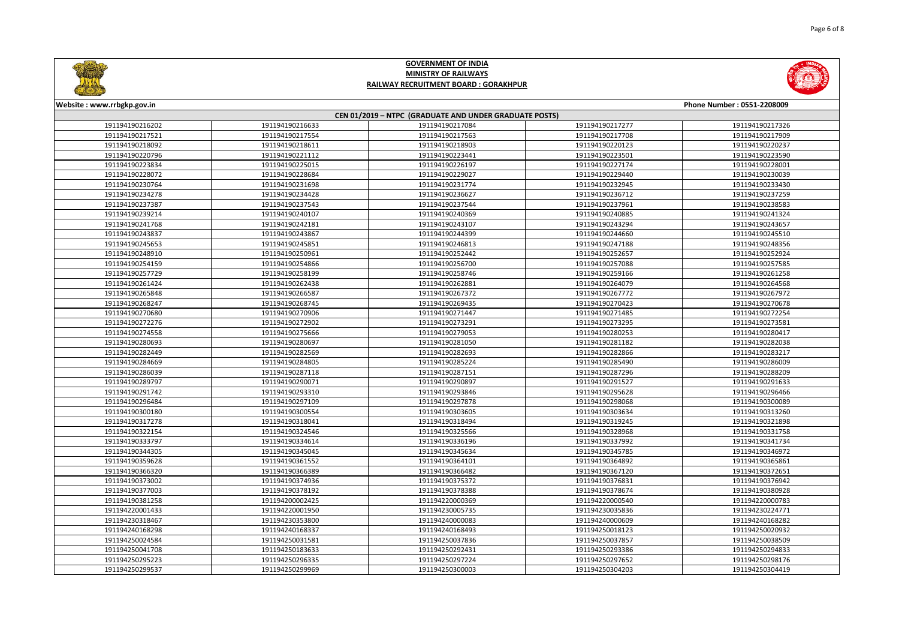# GOVERNMENT OF INDIA
## MINISTRY OF RAILWAYS
## RAILWAY RECRUITMENT BOARD : GORAKHPUR

Website : www.rrbgkp.gov.in

Phone Number : 0551-2208009

### CEN 01/2019 – NTPC (GRADUATE AND UNDER GRADUATE POSTS)

| | | | | |
|---|---|---|---|---|
| 191194190216202 | 191194190216633 | 191194190217084 | 191194190217277 | 191194190217326 |
| 191194190217521 | 191194190217554 | 191194190217563 | 191194190217708 | 191194190217909 |
| 191194190218092 | 191194190218611 | 191194190218903 | 191194190220123 | 191194190220237 |
| 191194190220796 | 191194190221112 | 191194190223441 | 191194190223501 | 191194190223590 |
| 191194190223834 | 191194190225015 | 191194190226197 | 191194190227174 | 191194190228001 |
| 191194190228072 | 191194190228684 | 191194190229027 | 191194190229440 | 191194190230039 |
| 191194190230764 | 191194190231698 | 191194190231774 | 191194190232945 | 191194190233430 |
| 191194190234278 | 191194190234428 | 191194190236627 | 191194190236712 | 191194190237259 |
| 191194190237387 | 191194190237543 | 191194190237544 | 191194190237961 | 191194190238583 |
| 191194190239214 | 191194190240107 | 191194190240369 | 191194190240885 | 191194190241324 |
| 191194190241768 | 191194190242181 | 191194190243107 | 191194190243294 | 191194190243657 |
| 191194190243837 | 191194190243867 | 191194190244399 | 191194190244660 | 191194190245510 |
| 191194190245653 | 191194190245851 | 191194190246813 | 191194190247188 | 191194190248356 |
| 191194190248910 | 191194190250961 | 191194190252442 | 191194190252657 | 191194190252924 |
| 191194190254159 | 191194190254866 | 191194190256700 | 191194190257088 | 191194190257585 |
| 191194190257729 | 191194190258199 | 191194190258746 | 191194190259166 | 191194190261258 |
| 191194190261424 | 191194190262438 | 191194190262881 | 191194190264079 | 191194190264568 |
| 191194190265848 | 191194190266587 | 191194190267372 | 191194190267772 | 191194190267972 |
| 191194190268247 | 191194190268745 | 191194190269435 | 191194190270423 | 191194190270678 |
| 191194190270680 | 191194190270906 | 191194190271447 | 191194190271485 | 191194190272254 |
| 191194190272276 | 191194190272902 | 191194190273291 | 191194190273295 | 191194190273581 |
| 191194190274558 | 191194190275666 | 191194190279053 | 191194190280253 | 191194190280417 |
| 191194190280693 | 191194190280697 | 191194190281050 | 191194190281182 | 191194190282038 |
| 191194190282449 | 191194190282569 | 191194190282693 | 191194190282866 | 191194190283217 |
| 191194190284669 | 191194190284805 | 191194190285224 | 191194190285490 | 191194190286009 |
| 191194190286039 | 191194190287118 | 191194190287151 | 191194190287296 | 191194190288209 |
| 191194190289797 | 191194190290071 | 191194190290897 | 191194190291527 | 191194190291633 |
| 191194190291742 | 191194190293310 | 191194190293846 | 191194190295628 | 191194190296466 |
| 191194190296484 | 191194190297109 | 191194190297878 | 191194190298068 | 191194190300089 |
| 191194190300180 | 191194190300554 | 191194190303605 | 191194190303634 | 191194190313260 |
| 191194190317278 | 191194190318041 | 191194190318494 | 191194190319245 | 191194190321898 |
| 191194190322154 | 191194190324546 | 191194190325566 | 191194190328968 | 191194190331758 |
| 191194190333797 | 191194190334614 | 191194190336196 | 191194190337992 | 191194190341734 |
| 191194190344305 | 191194190345045 | 191194190345634 | 191194190345785 | 191194190346972 |
| 191194190359628 | 191194190361552 | 191194190364101 | 191194190364892 | 191194190365861 |
| 191194190366320 | 191194190366389 | 191194190366482 | 191194190367120 | 191194190372651 |
| 191194190373002 | 191194190374936 | 191194190375372 | 191194190376831 | 191194190376942 |
| 191194190377003 | 191194190378192 | 191194190378388 | 191194190378674 | 191194190380928 |
| 191194190381258 | 191194200002425 | 191194220000369 | 191194220000540 | 191194220000783 |
| 191194220001433 | 191194220001950 | 191194230005735 | 191194230035836 | 191194230224771 |
| 191194230318467 | 191194230353800 | 191194240000083 | 191194240000609 | 191194240168282 |
| 191194240168298 | 191194240168337 | 191194240168493 | 191194250018123 | 191194250020932 |
| 191194250024584 | 191194250031581 | 191194250037836 | 191194250037857 | 191194250038509 |
| 191194250041708 | 191194250183633 | 191194250292431 | 191194250293386 | 191194250294833 |
| 191194250295223 | 191194250296335 | 191194250297224 | 191194250297652 | 191194250298176 |
| 191194250299537 | 191194250299969 | 191194250300003 | 191194250304203 | 191194250304419 |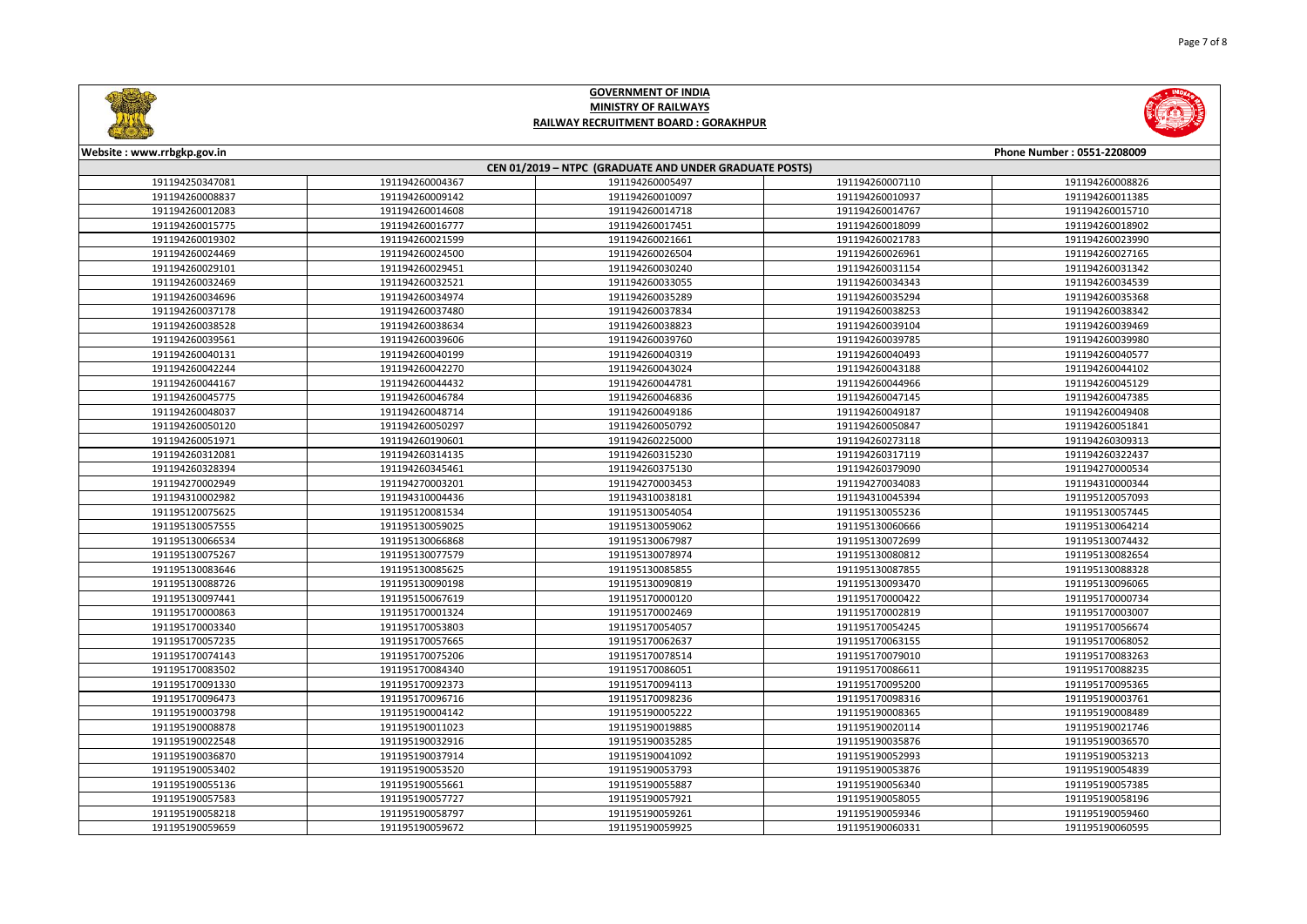# GOVERNMENT OF INDIA
## MINISTRY OF RAILWAYS
## RAILWAY RECRUITMENT BOARD : GORAKHPUR

Website : www.rrbgkp.gov.in | Phone Number : 0551-2208009

### CEN 01/2019 – NTPC (GRADUATE AND UNDER GRADUATE POSTS)

| | | | | |
|---|---|---|---|---|
| 191194250347081 | 191194260004367 | 191194260005497 | 191194260007110 | 191194260008826 |
| 191194260008837 | 191194260009142 | 191194260010097 | 191194260010937 | 191194260011385 |
| 191194260012083 | 191194260014608 | 191194260014718 | 191194260014767 | 191194260015710 |
| 191194260015775 | 191194260016777 | 191194260017451 | 191194260018099 | 191194260018902 |
| 191194260019302 | 191194260021599 | 191194260021661 | 191194260021783 | 191194260023990 |
| 191194260024469 | 191194260024500 | 191194260026504 | 191194260026961 | 191194260027165 |
| 191194260029101 | 191194260029451 | 191194260030240 | 191194260031154 | 191194260031342 |
| 191194260032469 | 191194260032521 | 191194260033055 | 191194260034343 | 191194260034539 |
| 191194260034696 | 191194260034974 | 191194260035289 | 191194260035294 | 191194260035368 |
| 191194260037178 | 191194260037480 | 191194260037834 | 191194260038253 | 191194260038342 |
| 191194260038528 | 191194260038634 | 191194260038823 | 191194260039104 | 191194260039469 |
| 191194260039561 | 191194260039606 | 191194260039760 | 191194260039785 | 191194260039980 |
| 191194260040131 | 191194260040199 | 191194260040319 | 191194260040493 | 191194260040577 |
| 191194260042244 | 191194260042270 | 191194260043024 | 191194260043188 | 191194260044102 |
| 191194260044167 | 191194260044432 | 191194260044781 | 191194260044966 | 191194260045129 |
| 191194260045775 | 191194260046784 | 191194260046836 | 191194260047145 | 191194260047385 |
| 191194260048037 | 191194260048714 | 191194260049186 | 191194260049187 | 191194260049408 |
| 191194260050120 | 191194260050297 | 191194260050792 | 191194260050847 | 191194260051841 |
| 191194260051971 | 191194260190601 | 191194260225000 | 191194260273118 | 191194260309313 |
| 191194260312081 | 191194260314135 | 191194260315230 | 191194260317119 | 191194260322437 |
| 191194260328394 | 191194260345461 | 191194260375130 | 191194260379090 | 191194270000534 |
| 191194270002949 | 191194270003201 | 191194270003453 | 191194270034083 | 191194310000344 |
| 191194310002982 | 191194310004436 | 191194310038181 | 191194310045394 | 191195120057093 |
| 191195120075625 | 191195120081534 | 191195130054054 | 191195130055236 | 191195130057445 |
| 191195130057555 | 191195130059025 | 191195130059062 | 191195130060666 | 191195130064214 |
| 191195130066534 | 191195130066868 | 191195130067987 | 191195130072699 | 191195130074432 |
| 191195130075267 | 191195130077579 | 191195130078974 | 191195130080812 | 191195130082654 |
| 191195130083646 | 191195130085625 | 191195130085855 | 191195130087855 | 191195130088328 |
| 191195130088726 | 191195130090198 | 191195130090819 | 191195130093470 | 191195130096065 |
| 191195130097441 | 191195150067619 | 191195170000120 | 191195170000422 | 191195170000734 |
| 191195170000863 | 191195170001324 | 191195170002469 | 191195170002819 | 191195170003007 |
| 191195170003340 | 191195170053803 | 191195170054057 | 191195170054245 | 191195170056674 |
| 191195170057235 | 191195170057665 | 191195170062637 | 191195170063155 | 191195170068052 |
| 191195170074143 | 191195170075206 | 191195170078514 | 191195170079010 | 191195170083263 |
| 191195170083502 | 191195170084340 | 191195170086051 | 191195170086611 | 191195170088235 |
| 191195170091330 | 191195170092373 | 191195170094113 | 191195170095200 | 191195170095365 |
| 191195170096473 | 191195170096716 | 191195170098236 | 191195170098316 | 191195190003761 |
| 191195190003798 | 191195190004142 | 191195190005222 | 191195190008365 | 191195190008489 |
| 191195190008878 | 191195190011023 | 191195190019885 | 191195190020114 | 191195190021746 |
| 191195190022548 | 191195190032916 | 191195190035285 | 191195190035876 | 191195190036570 |
| 191195190036870 | 191195190037914 | 191195190041092 | 191195190052993 | 191195190053213 |
| 191195190053402 | 191195190053520 | 191195190053793 | 191195190053876 | 191195190054839 |
| 191195190055136 | 191195190055661 | 191195190055887 | 191195190056340 | 191195190057385 |
| 191195190057583 | 191195190057727 | 191195190057921 | 191195190058055 | 191195190058196 |
| 191195190058218 | 191195190058797 | 191195190059261 | 191195190059346 | 191195190059460 |
| 191195190059659 | 191195190059672 | 191195190059925 | 191195190060331 | 191195190060595 |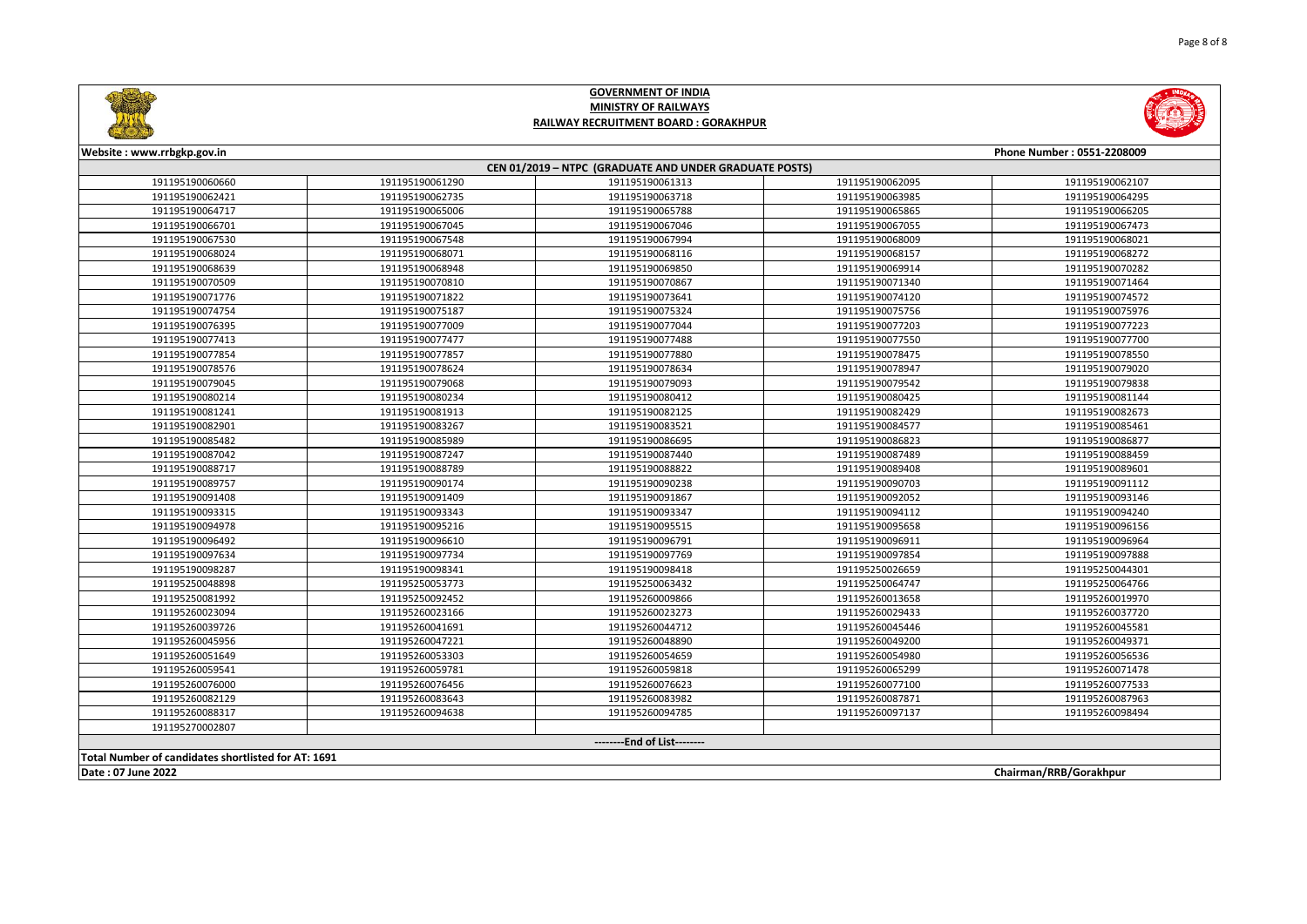# GOVERNMENT OF INDIA
## MINISTRY OF RAILWAYS
## RAILWAY RECRUITMENT BOARD : GORAKHPUR

Website : www.rrbgkp.gov.in

Phone Number : 0551-2208009

**CEN 01/2019 – NTPC (GRADUATE AND UNDER GRADUATE POSTS)**

| | | | | |
|---|---|---|---|---|
| 191195190060660 | 191195190061290 | 191195190061313 | 191195190062095 | 191195190062107 |
| 191195190062421 | 191195190062735 | 191195190063718 | 191195190063985 | 191195190064295 |
| 191195190064717 | 191195190065006 | 191195190065788 | 191195190065865 | 191195190066205 |
| 191195190066701 | 191195190067045 | 191195190067046 | 191195190067055 | 191195190067473 |
| 191195190067530 | 191195190067548 | 191195190067994 | 191195190068009 | 191195190068021 |
| 191195190068024 | 191195190068071 | 191195190068116 | 191195190068157 | 191195190068272 |
| 191195190068639 | 191195190068948 | 191195190069850 | 191195190069914 | 191195190070282 |
| 191195190070509 | 191195190070810 | 191195190070867 | 191195190071340 | 191195190071464 |
| 191195190071776 | 191195190071822 | 191195190073641 | 191195190074120 | 191195190074572 |
| 191195190074754 | 191195190075187 | 191195190075324 | 191195190075756 | 191195190075976 |
| 191195190076395 | 191195190077009 | 191195190077044 | 191195190077203 | 191195190077223 |
| 191195190077413 | 191195190077477 | 191195190077488 | 191195190077550 | 191195190077700 |
| 191195190077854 | 191195190077857 | 191195190077880 | 191195190078475 | 191195190078550 |
| 191195190078576 | 191195190078624 | 191195190078634 | 191195190078947 | 191195190079020 |
| 191195190079045 | 191195190079068 | 191195190079093 | 191195190079542 | 191195190079838 |
| 191195190080214 | 191195190080234 | 191195190080412 | 191195190080425 | 191195190081144 |
| 191195190081241 | 191195190081913 | 191195190082125 | 191195190082429 | 191195190082673 |
| 191195190082901 | 191195190083267 | 191195190083521 | 191195190084577 | 191195190085461 |
| 191195190085482 | 191195190085989 | 191195190086695 | 191195190086823 | 191195190086877 |
| 191195190087042 | 191195190087247 | 191195190087440 | 191195190087489 | 191195190088459 |
| 191195190088717 | 191195190088789 | 191195190088822 | 191195190089408 | 191195190089601 |
| 191195190089757 | 191195190090174 | 191195190090238 | 191195190090703 | 191195190091112 |
| 191195190091408 | 191195190091409 | 191195190091867 | 191195190092052 | 191195190093146 |
| 191195190093315 | 191195190093343 | 191195190093347 | 191195190094112 | 191195190094240 |
| 191195190094978 | 191195190095216 | 191195190095515 | 191195190095658 | 191195190096156 |
| 191195190096492 | 191195190096610 | 191195190096791 | 191195190096911 | 191195190096964 |
| 191195190097634 | 191195190097734 | 191195190097769 | 191195190097854 | 191195190097888 |
| 191195190098287 | 191195190098341 | 191195190098418 | 191195250026659 | 191195250044301 |
| 191195250048898 | 191195250053773 | 191195250063432 | 191195250064747 | 191195250064766 |
| 191195250081992 | 191195250092452 | 191195260009866 | 191195260013658 | 191195260019970 |
| 191195260023094 | 191195260023166 | 191195260023273 | 191195260029433 | 191195260037720 |
| 191195260039726 | 191195260041691 | 191195260044712 | 191195260045446 | 191195260045581 |
| 191195260045956 | 191195260047221 | 191195260048890 | 191195260049200 | 191195260049371 |
| 191195260051649 | 191195260053303 | 191195260054659 | 191195260054980 | 191195260056536 |
| 191195260059541 | 191195260059781 | 191195260059818 | 191195260065299 | 191195260071478 |
| 191195260076000 | 191195260076456 | 191195260076623 | 191195260077100 | 191195260077533 |
| 191195260082129 | 191195260083643 | 191195260083982 | 191195260087871 | 191195260087963 |
| 191195260088317 | 191195260094638 | 191195260094785 | 191195260097137 | 191195260098494 |
| 191195270002807 | | | | |

--------End of List--------

**Total Number of candidates shortlisted for AT: 1691**

**Date : 07 June 2022**

**Chairman/RRB/Gorakhpur**